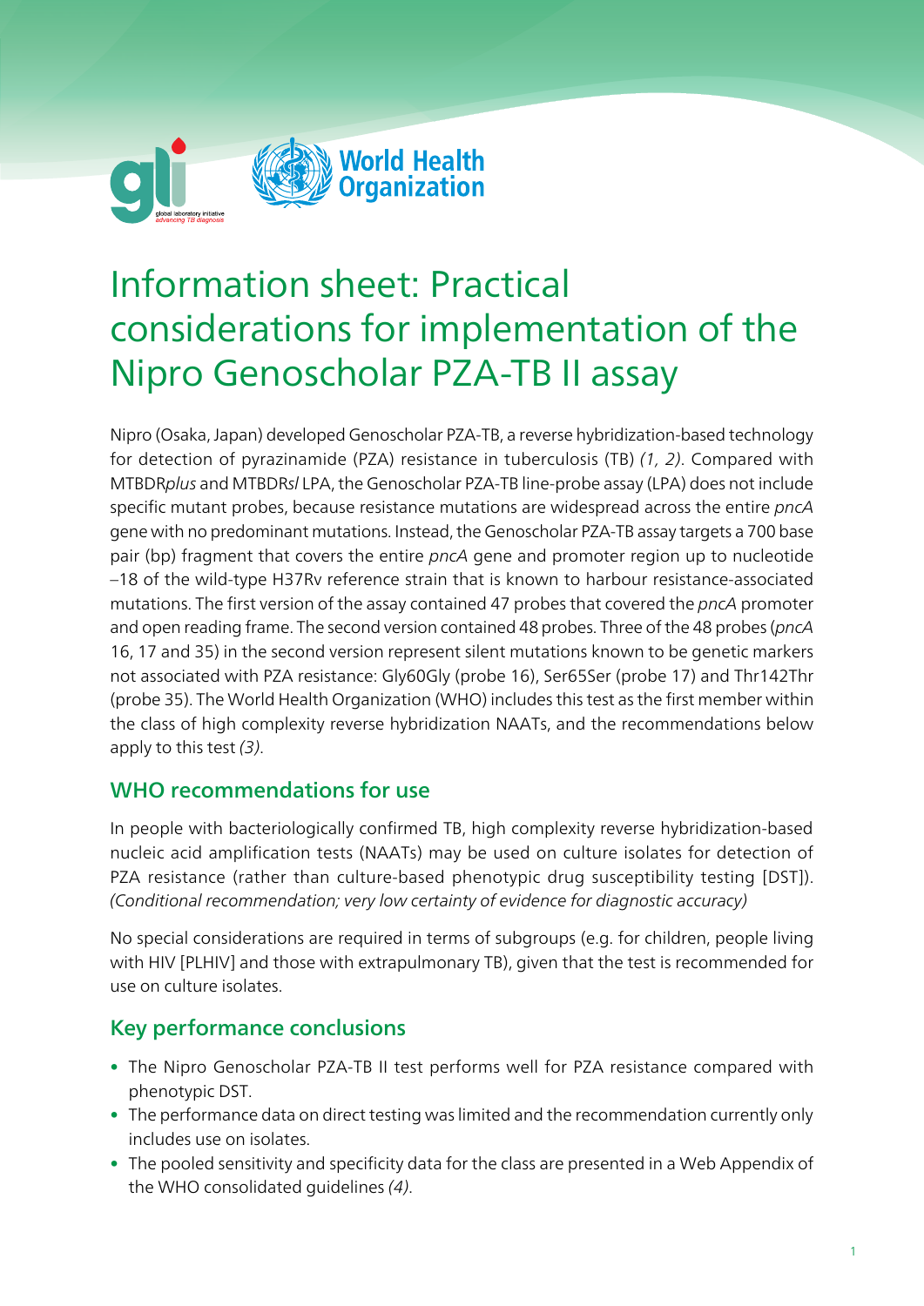# Information sheet: Practical considerations for implementation of the Nipro Genoscholar PZA-TB II assay

Nipro (Osaka, Japan) developed Genoscholar PZA-TB, a reverse hybridization-based technology for detection of pyrazinamide (PZA) resistance in tuberculosis (TB) *(1, 2)*. Compared with MTBDR*plus* and MTBDR*sl* LPA, the Genoscholar PZA-TB line-probe assay (LPA) does not include specific mutant probes, because resistance mutations are widespread across the entire *pncA* gene with no predominant mutations. Instead, the Genoscholar PZA-TB assay targets a 700 base pair (bp) fragment that covers the entire *pncA* gene and promoter region up to nucleotide –18 of the wild-type H37Rv reference strain that is known to harbour resistance-associated mutations. The first version of the assay contained 47 probes that covered the *pncA* promoter and open reading frame. The second version contained 48 probes. Three of the 48 probes (*pncA* 16, 17 and 35) in the second version represent silent mutations known to be genetic markers not associated with PZA resistance: Gly60Gly (probe 16), Ser65Ser (probe 17) and Thr142Thr (probe 35). The World Health Organization (WHO) includes this test as the first member within the class of high complexity reverse hybridization NAATs, and the recommendations below apply to this test *(3)*.

## WHO recommendations for use

In people with bacteriologically confirmed TB, high complexity reverse hybridization-based nucleic acid amplification tests (NAATs) may be used on culture isolates for detection of PZA resistance (rather than culture-based phenotypic drug susceptibility testing [DST]). *(Conditional recommendation; very low certainty of evidence for diagnostic accuracy)*

No special considerations are required in terms of subgroups (e.g. for children, people living with HIV [PLHIV] and those with extrapulmonary TB), given that the test is recommended for use on culture isolates.

## Key performance conclusions

- The Nipro Genoscholar PZA-TB II test performs well for PZA resistance compared with phenotypic DST.
- The performance data on direct testing was limited and the recommendation currently only includes use on isolates.
- The pooled sensitivity and specificity data for the class are presented in a Web Appendix of the WHO consolidated guidelines *(4)*.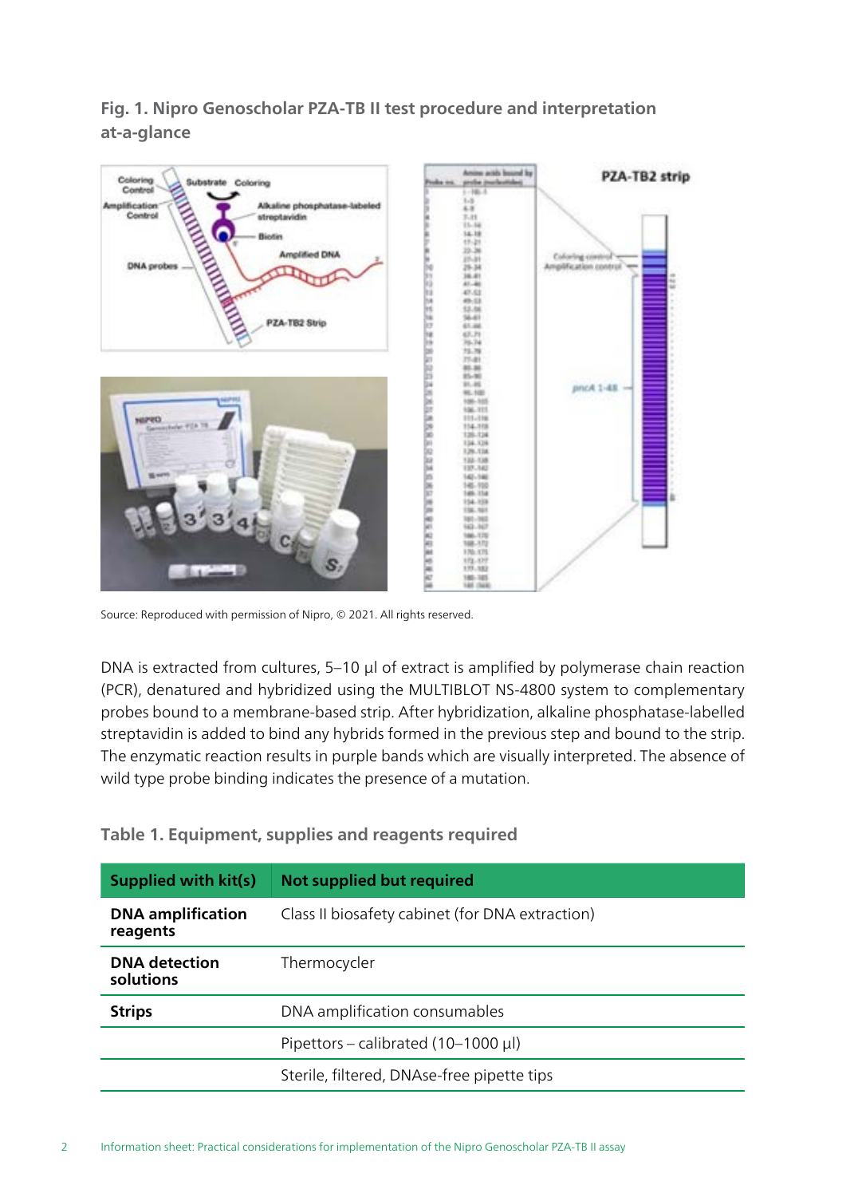**Fig. 1. Nipro Genoscholar PZA-TB II test procedure and interpretation at-a-glance**

Source: Reproduced with permission of Nipro, © 2021. All rights reserved.

DNA is extracted from cultures, 5–10 µl of extract is amplified by polymerase chain reaction (PCR), denatured and hybridized using the MULTIBLOT NS-4800 system to complementary probes bound to a membrane-based strip. After hybridization, alkaline phosphatase-labelled streptavidin is added to bind any hybrids formed in the previous step and bound to the strip. The enzymatic reaction results in purple bands which are visually interpreted. The absence of wild type probe binding indicates the presence of a mutation.

**Table 1. Equipment, supplies and reagents required**

| Supplied with kit(s) | Not supplied but required |
| --- | --- |
| **DNA amplification reagents** | Class II biosafety cabinet (for DNA extraction) |
| **DNA detection solutions** | Thermocycler |
| **Strips** | DNA amplification consumables |
| | Pipettors – calibrated (10–1000 µl) |
| | Sterile, filtered, DNAse-free pipette tips |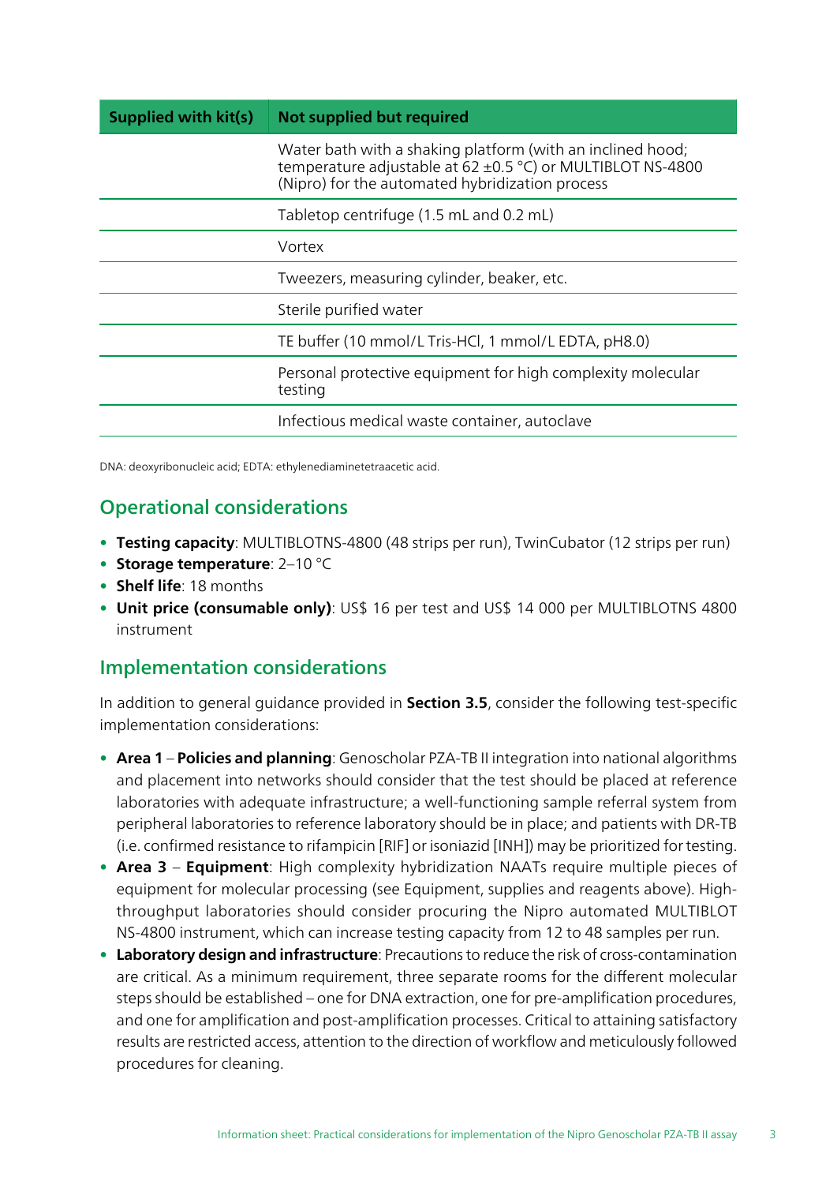| Supplied with kit(s) | Not supplied but required |
|---|---|
| | Water bath with a shaking platform (with an inclined hood; temperature adjustable at 62 ±0.5 °C) or MULTIBLOT NS-4800 (Nipro) for the automated hybridization process |
| | Tabletop centrifuge (1.5 mL and 0.2 mL) |
| | Vortex |
| | Tweezers, measuring cylinder, beaker, etc. |
| | Sterile purified water |
| | TE buffer (10 mmol/L Tris-HCl, 1 mmol/L EDTA, pH8.0) |
| | Personal protective equipment for high complexity molecular testing |
| | Infectious medical waste container, autoclave |

DNA: deoxyribonucleic acid; EDTA: ethylenediaminetetraacetic acid.

## Operational considerations

- **Testing capacity**: MULTIBLOTNS-4800 (48 strips per run), TwinCubator (12 strips per run)
- **Storage temperature**: 2–10 °C
- **Shelf life**: 18 months
- **Unit price (consumable only)**: US$ 16 per test and US$ 14 000 per MULTIBLOTNS 4800 instrument

## Implementation considerations

In addition to general guidance provided in **Section 3.5**, consider the following test-specific implementation considerations:

- **Area 1** – **Policies and planning**: Genoscholar PZA-TB II integration into national algorithms and placement into networks should consider that the test should be placed at reference laboratories with adequate infrastructure; a well-functioning sample referral system from peripheral laboratories to reference laboratory should be in place; and patients with DR-TB (i.e. confirmed resistance to rifampicin [RIF] or isoniazid [INH]) may be prioritized for testing.
- **Area 3** – **Equipment**: High complexity hybridization NAATs require multiple pieces of equipment for molecular processing (see Equipment, supplies and reagents above). High-throughput laboratories should consider procuring the Nipro automated MULTIBLOT NS-4800 instrument, which can increase testing capacity from 12 to 48 samples per run.
- **Laboratory design and infrastructure**: Precautions to reduce the risk of cross-contamination are critical. As a minimum requirement, three separate rooms for the different molecular steps should be established – one for DNA extraction, one for pre-amplification procedures, and one for amplification and post-amplification processes. Critical to attaining satisfactory results are restricted access, attention to the direction of workflow and meticulously followed procedures for cleaning.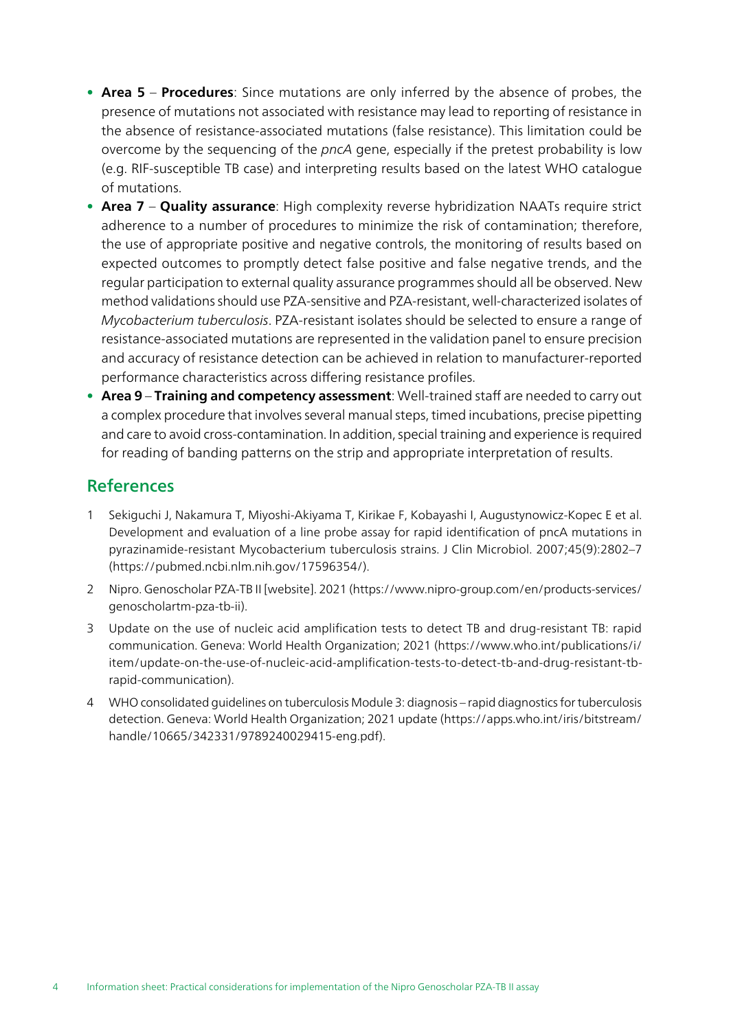- **Area 5** – **Procedures**: Since mutations are only inferred by the absence of probes, the presence of mutations not associated with resistance may lead to reporting of resistance in the absence of resistance-associated mutations (false resistance). This limitation could be overcome by the sequencing of the *pncA* gene, especially if the pretest probability is low (e.g. RIF-susceptible TB case) and interpreting results based on the latest WHO catalogue of mutations.
- **Area 7** – **Quality assurance**: High complexity reverse hybridization NAATs require strict adherence to a number of procedures to minimize the risk of contamination; therefore, the use of appropriate positive and negative controls, the monitoring of results based on expected outcomes to promptly detect false positive and false negative trends, and the regular participation to external quality assurance programmes should all be observed. New method validations should use PZA-sensitive and PZA-resistant, well-characterized isolates of *Mycobacterium tuberculosis*. PZA-resistant isolates should be selected to ensure a range of resistance-associated mutations are represented in the validation panel to ensure precision and accuracy of resistance detection can be achieved in relation to manufacturer-reported performance characteristics across differing resistance profiles.
- **Area 9** – **Training and competency assessment**: Well-trained staff are needed to carry out a complex procedure that involves several manual steps, timed incubations, precise pipetting and care to avoid cross-contamination. In addition, special training and experience is required for reading of banding patterns on the strip and appropriate interpretation of results.

## References

1. Sekiguchi J, Nakamura T, Miyoshi-Akiyama T, Kirikae F, Kobayashi I, Augustynowicz-Kopec E et al. Development and evaluation of a line probe assay for rapid identification of pncA mutations in pyrazinamide-resistant Mycobacterium tuberculosis strains. J Clin Microbiol. 2007;45(9):2802–7 (https://pubmed.ncbi.nlm.nih.gov/17596354/).
2. Nipro. Genoscholar PZA-TB II [website]. 2021 (https://www.nipro-group.com/en/products-services/genoscholartm-pza-tb-ii).
3. Update on the use of nucleic acid amplification tests to detect TB and drug-resistant TB: rapid communication. Geneva: World Health Organization; 2021 (https://www.who.int/publications/i/item/update-on-the-use-of-nucleic-acid-amplification-tests-to-detect-tb-and-drug-resistant-tb-rapid-communication).
4. WHO consolidated guidelines on tuberculosis Module 3: diagnosis – rapid diagnostics for tuberculosis detection. Geneva: World Health Organization; 2021 update (https://apps.who.int/iris/bitstream/handle/10665/342331/9789240029415-eng.pdf).